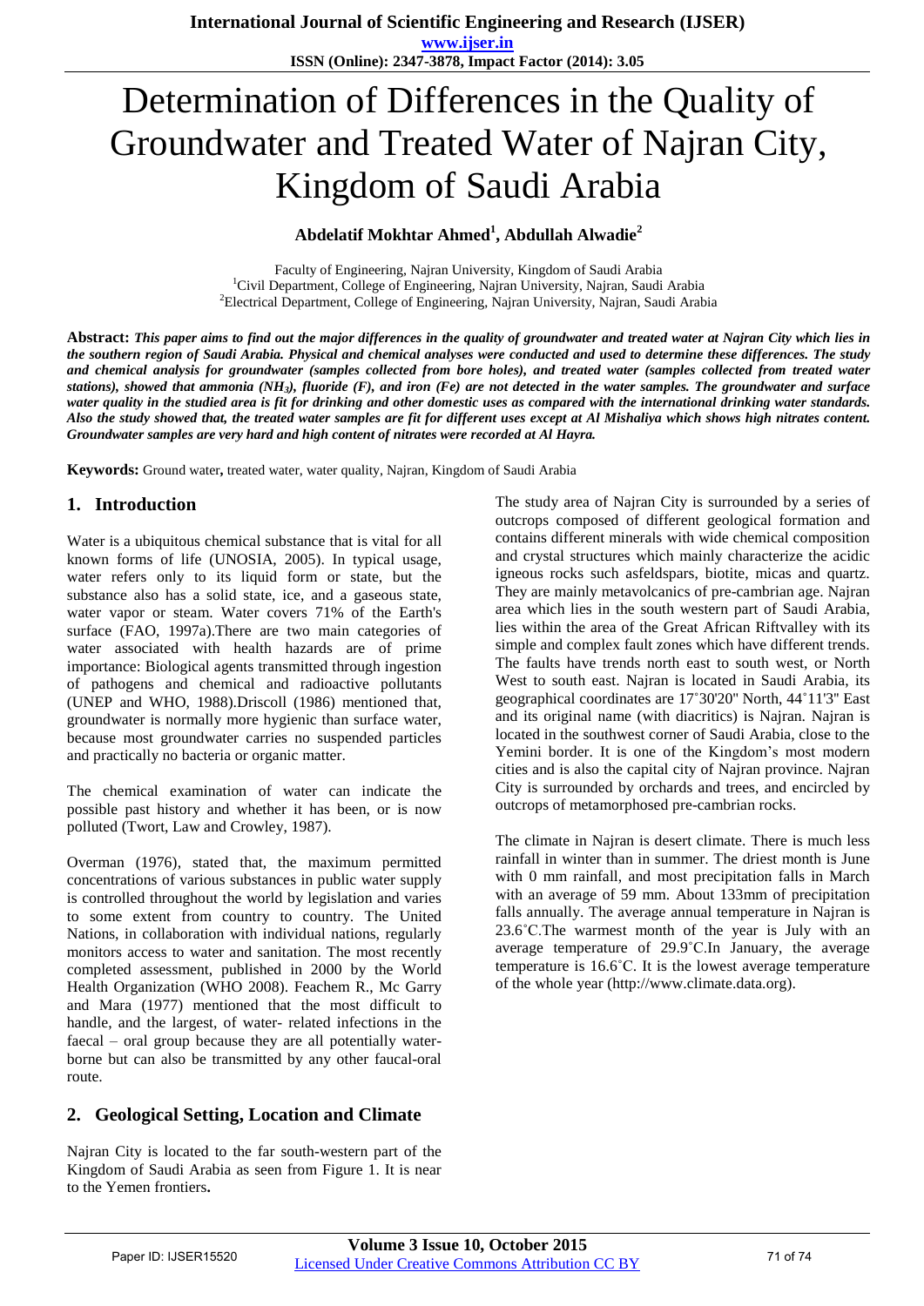# Determination of Differences in the Quality of Groundwater and Treated Water of Najran City, Kingdom of Saudi Arabia

**Abdelatif Mokhtar Ahmed[1], Abdullah Alwadie[2]**

Faculty of Engineering, Najran University, Kingdom of Saudi Arabia
[1]Civil Department, College of Engineering, Najran University, Najran, Saudi Arabia
[2]Electrical Department, College of Engineering, Najran University, Najran, Saudi Arabia

**Abstract:** ***This paper aims to find out the major differences in the quality of groundwater and treated water at Najran City which lies in the southern region of Saudi Arabia. Physical and chemical analyses were conducted and used to determine these differences. The study and chemical analysis for groundwater (samples collected from bore holes), and treated water (samples collected from treated water stations), showed that ammonia ($NH_3$), fluoride (F), and iron (Fe) are not detected in the water samples. The groundwater and surface water quality in the studied area is fit for drinking and other domestic uses as compared with the international drinking water standards. Also the study showed that, the treated water samples are fit for different uses except at Al Mishaliya which shows high nitrates content. Groundwater samples are very hard and high content of nitrates were recorded at Al Hayra.***

**Keywords:** Ground water**,** treated water, water quality, Najran, Kingdom of Saudi Arabia

## 1. Introduction

Water is a ubiquitous chemical substance that is vital for all known forms of life (UNOSIA, 2005). In typical usage, water refers only to its liquid form or state, but the substance also has a solid state, ice, and a gaseous state, water vapor or steam. Water covers 71% of the Earth's surface (FAO, 1997a).There are two main categories of water associated with health hazards are of prime importance: Biological agents transmitted through ingestion of pathogens and chemical and radioactive pollutants (UNEP and WHO, 1988).Driscoll (1986) mentioned that, groundwater is normally more hygienic than surface water, because most groundwater carries no suspended particles and practically no bacteria or organic matter.

The chemical examination of water can indicate the possible past history and whether it has been, or is now polluted (Twort, Law and Crowley, 1987).

Overman (1976), stated that, the maximum permitted concentrations of various substances in public water supply is controlled throughout the world by legislation and varies to some extent from country to country. The United Nations, in collaboration with individual nations, regularly monitors access to water and sanitation. The most recently completed assessment, published in 2000 by the World Health Organization (WHO 2008). Feachem R., Mc Garry and Mara (1977) mentioned that the most difficult to handle, and the largest, of water- related infections in the faecal – oral group because they are all potentially water-borne but can also be transmitted by any other faucal-oral route.

## 2. Geological Setting, Location and Climate

Najran City is located to the far south-western part of the Kingdom of Saudi Arabia as seen from Figure 1. It is near to the Yemen frontiers**.**

The study area of Najran City is surrounded by a series of outcrops composed of different geological formation and contains different minerals with wide chemical composition and crystal structures which mainly characterize the acidic igneous rocks such asfeldspars, biotite, micas and quartz. They are mainly metavolcanics of pre-cambrian age. Najran area which lies in the south western part of Saudi Arabia, lies within the area of the Great African Riftvalley with its simple and complex fault zones which have different trends. The faults have trends north east to south west, or North West to south east. Najran is located in Saudi Arabia, its geographical coordinates are 17˚30'20" North, 44˚11'3" East and its original name (with diacritics) is Najran. Najran is located in the southwest corner of Saudi Arabia, close to the Yemini border. It is one of the Kingdom's most modern cities and is also the capital city of Najran province. Najran City is surrounded by orchards and trees, and encircled by outcrops of metamorphosed pre-cambrian rocks.

The climate in Najran is desert climate. There is much less rainfall in winter than in summer. The driest month is June with 0 mm rainfall, and most precipitation falls in March with an average of 59 mm. About 133mm of precipitation falls annually. The average annual temperature in Najran is 23.6˚C.The warmest month of the year is July with an average temperature of 29.9˚C.In January, the average temperature is 16.6˚C. It is the lowest average temperature of the whole year (http://www.climate.data.org).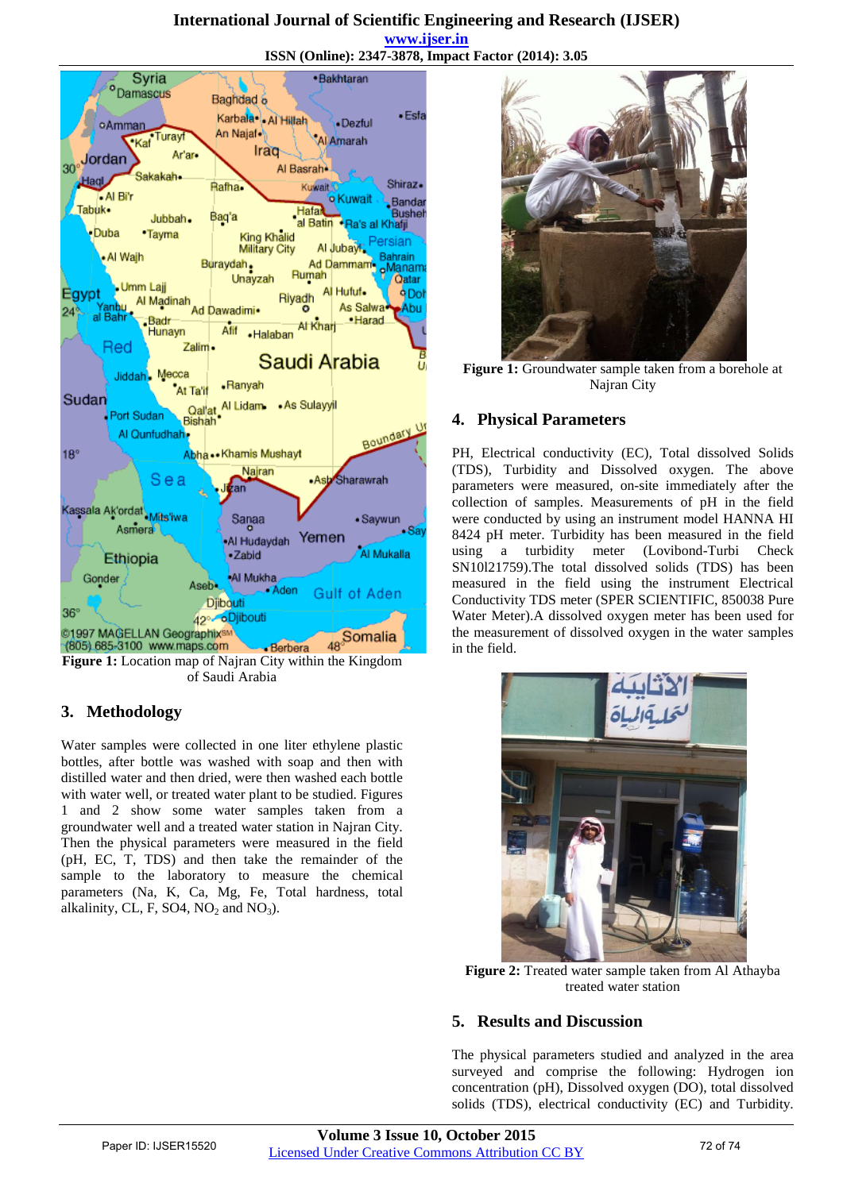Figure 1: Location map of Najran City within the Kingdom of Saudi Arabia

## 3. Methodology

Water samples were collected in one liter ethylene plastic bottles, after bottle was washed with soap and then with distilled water and then dried, were then washed each bottle with water well, or treated water plant to be studied. Figures 1 and 2 show some water samples taken from a groundwater well and a treated water station in Najran City. Then the physical parameters were measured in the field (pH, EC, T, TDS) and then take the remainder of the sample to the laboratory to measure the chemical parameters (Na, K, Ca, Mg, Fe, Total hardness, total alkalinity, CL, F, SO4, $NO_2$ and $NO_3$).

Figure 1: Groundwater sample taken from a borehole at Najran City

## 4. Physical Parameters

PH, Electrical conductivity (EC), Total dissolved Solids (TDS), Turbidity and Dissolved oxygen. The above parameters were measured, on-site immediately after the collection of samples. Measurements of pH in the field were conducted by using an instrument model HANNA HI 8424 pH meter. Turbidity has been measured in the field using a turbidity meter (Lovibond-Turbi Check SN10l21759).The total dissolved solids (TDS) has been measured in the field using the instrument Electrical Conductivity TDS meter (SPER SCIENTIFIC, 850038 Pure Water Meter).A dissolved oxygen meter has been used for the measurement of dissolved oxygen in the water samples in the field.

Figure 2: Treated water sample taken from Al Athayba treated water station

## 5. Results and Discussion

The physical parameters studied and analyzed in the area surveyed and comprise the following: Hydrogen ion concentration (pH), Dissolved oxygen (DO), total dissolved solids (TDS), electrical conductivity (EC) and Turbidity.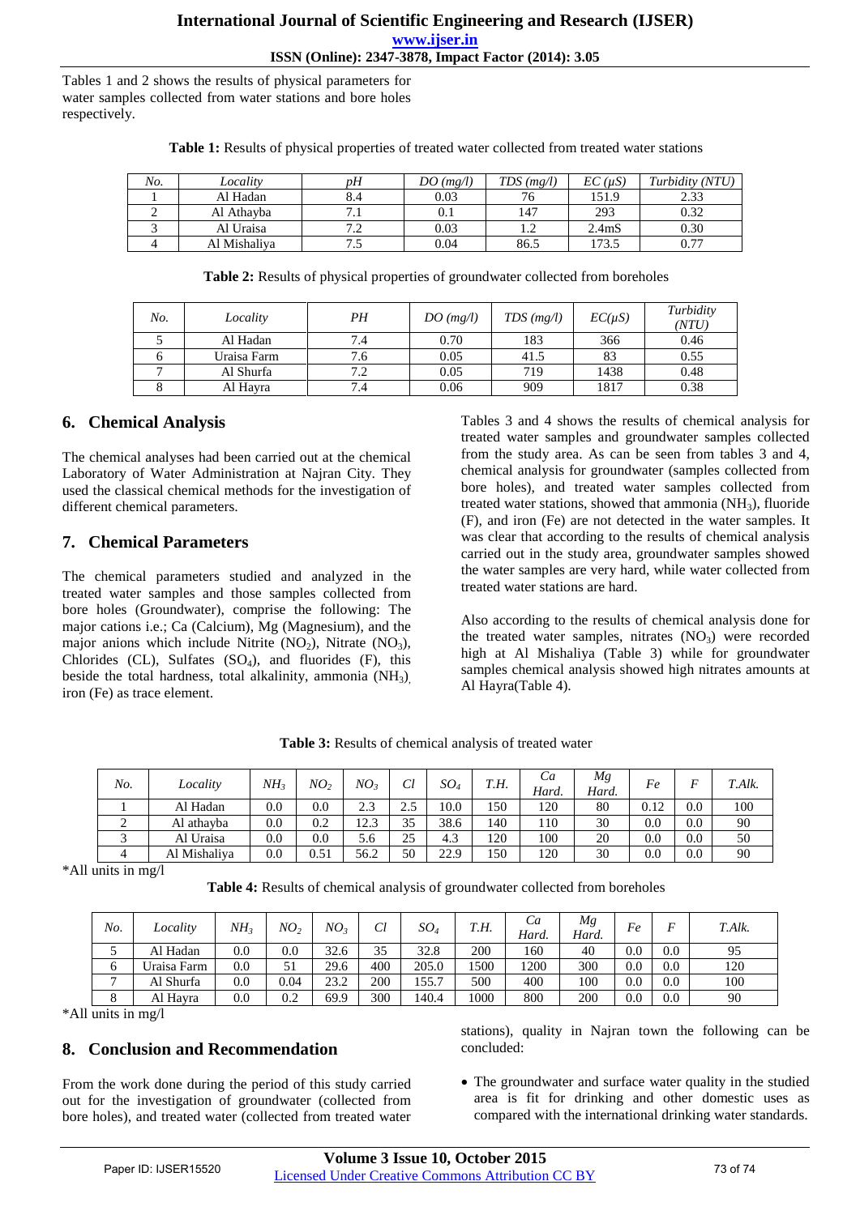Tables 1 and 2 shows the results of physical parameters for water samples collected from water stations and bore holes respectively.

**Table 1:** Results of physical properties of treated water collected from treated water stations

| *No.* | *Locality* | *pH* | *DO (mg/l)* | *TDS (mg/l)* | *EC (μS)* | *Turbidity (NTU)* |
|---|---|---|---|---|---|---|
| 1 | Al Hadan | 8.4 | 0.03 | 76 | 151.9 | 2.33 |
| 2 | Al Athayba | 7.1 | 0.1 | 147 | 293 | 0.32 |
| 3 | Al Uraisa | 7.2 | 0.03 | 1.2 | 2.4mS | 0.30 |
| 4 | Al Mishaliya | 7.5 | 0.04 | 86.5 | 173.5 | 0.77 |

**Table 2:** Results of physical properties of groundwater collected from boreholes

| *No.* | *Locality* | *PH* | *DO (mg/l)* | *TDS (mg/l)* | *EC(μS)* | *Turbidity (NTU)* |
|---|---|---|---|---|---|---|
| 5 | Al Hadan | 7.4 | 0.70 | 183 | 366 | 0.46 |
| 6 | Uraisa Farm | 7.6 | 0.05 | 41.5 | 83 | 0.55 |
| 7 | Al Shurfa | 7.2 | 0.05 | 719 | 1438 | 0.48 |
| 8 | Al Hayra | 7.4 | 0.06 | 909 | 1817 | 0.38 |

## 6. Chemical Analysis

The chemical analyses had been carried out at the chemical Laboratory of Water Administration at Najran City. They used the classical chemical methods for the investigation of different chemical parameters.

## 7. Chemical Parameters

The chemical parameters studied and analyzed in the treated water samples and those samples collected from bore holes (Groundwater), comprise the following: The major cations i.e.; Ca (Calcium), Mg (Magnesium), and the major anions which include Nitrite ($NO_2$), Nitrate ($NO_3$), Chlorides (CL), Sulfates ($SO_4$), and fluorides (F), this beside the total hardness, total alkalinity, ammonia ($NH_3$), iron (Fe) as trace element.

Tables 3 and 4 shows the results of chemical analysis for treated water samples and groundwater samples collected from the study area. As can be seen from tables 3 and 4, chemical analysis for groundwater (samples collected from bore holes), and treated water samples collected from treated water stations, showed that ammonia ($NH_3$), fluoride (F), and iron (Fe) are not detected in the water samples. It was clear that according to the results of chemical analysis carried out in the study area, groundwater samples showed the water samples are very hard, while water collected from treated water stations are hard.

Also according to the results of chemical analysis done for the treated water samples, nitrates ($NO_3$) were recorded high at Al Mishaliya (Table 3) while for groundwater samples chemical analysis showed high nitrates amounts at Al Hayra(Table 4).

**Table 3:** Results of chemical analysis of treated water

| *No.* | *Locality* | *$NH_3$* | *$NO_2$* | *$NO_3$* | *Cl* | *$SO_4$* | *T.H.* | *Ca Hard.* | *Mg Hard.* | *Fe* | *F* | *T.Alk.* |
|---|---|---|---|---|---|---|---|---|---|---|---|---|
| 1 | Al Hadan | 0.0 | 0.0 | 2.3 | 2.5 | 10.0 | 150 | 120 | 80 | 0.12 | 0.0 | 100 |
| 2 | Al athayba | 0.0 | 0.2 | 12.3 | 35 | 38.6 | 140 | 110 | 30 | 0.0 | 0.0 | 90 |
| 3 | Al Uraisa | 0.0 | 0.0 | 5.6 | 25 | 4.3 | 120 | 100 | 20 | 0.0 | 0.0 | 50 |
| 4 | Al Mishaliya | 0.0 | 0.51 | 56.2 | 50 | 22.9 | 150 | 120 | 30 | 0.0 | 0.0 | 90 |

*All units in mg/l

**Table 4:** Results of chemical analysis of groundwater collected from boreholes

| *No.* | *Locality* | *$NH_3$* | *$NO_2$* | *$NO_3$* | *Cl* | *$SO_4$* | *T.H.* | *Ca Hard.* | *Mg Hard.* | *Fe* | *F* | *T.Alk.* |
|---|---|---|---|---|---|---|---|---|---|---|---|---|
| 5 | Al Hadan | 0.0 | 0.0 | 32.6 | 35 | 32.8 | 200 | 160 | 40 | 0.0 | 0.0 | 95 |
| 6 | Uraisa Farm | 0.0 | 51 | 29.6 | 400 | 205.0 | 1500 | 1200 | 300 | 0.0 | 0.0 | 120 |
| 7 | Al Shurfa | 0.0 | 0.04 | 23.2 | 200 | 155.7 | 500 | 400 | 100 | 0.0 | 0.0 | 100 |
| 8 | Al Hayra | 0.0 | 0.2 | 69.9 | 300 | 140.4 | 1000 | 800 | 200 | 0.0 | 0.0 | 90 |

*All units in mg/l

## 8. Conclusion and Recommendation

From the work done during the period of this study carried out for the investigation of groundwater (collected from bore holes), and treated water (collected from treated water stations), quality in Najran town the following can be concluded:

- The groundwater and surface water quality in the studied area is fit for drinking and other domestic uses as compared with the international drinking water standards.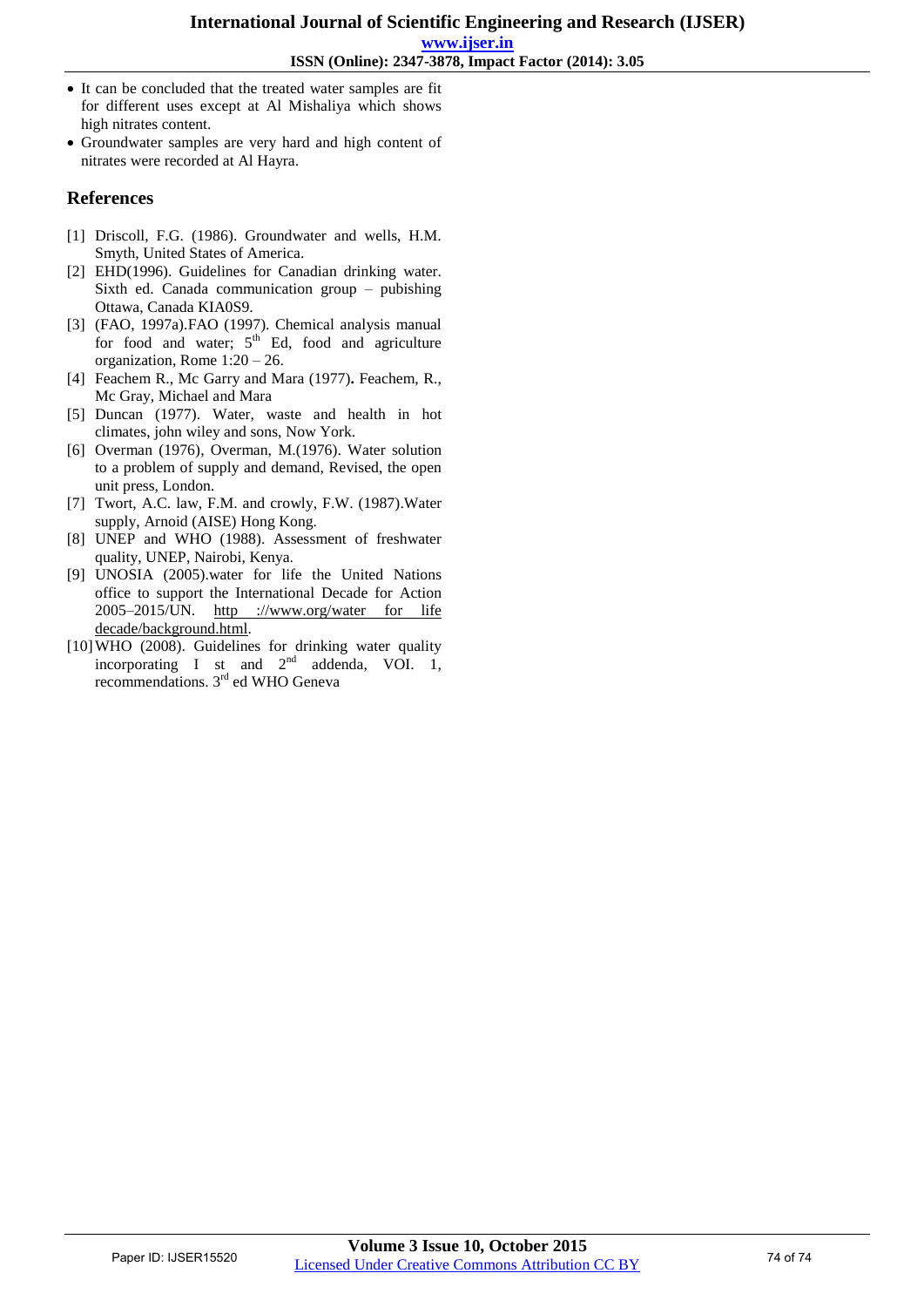- It can be concluded that the treated water samples are fit for different uses except at Al Mishaliya which shows high nitrates content.
- Groundwater samples are very hard and high content of nitrates were recorded at Al Hayra.

## References

[1] Driscoll, F.G. (1986). Groundwater and wells, H.M. Smyth, United States of America.

[2] EHD(1996). Guidelines for Canadian drinking water. Sixth ed. Canada communication group – pubishing Ottawa, Canada KIA0S9.

[3] (FAO, 1997a).FAO (1997). Chemical analysis manual for food and water; 5th Ed, food and agriculture organization, Rome 1:20 – 26.

[4] Feachem R., Mc Garry and Mara (1977). Feachem, R., Mc Gray, Michael and Mara

[5] Duncan (1977). Water, waste and health in hot climates, john wiley and sons, Now York.

[6] Overman (1976), Overman, M.(1976). Water solution to a problem of supply and demand, Revised, the open unit press, London.

[7] Twort, A.C. law, F.M. and crowly, F.W. (1987).Water supply, Arnoid (AISE) Hong Kong.

[8] UNEP and WHO (1988). Assessment of freshwater quality, UNEP, Nairobi, Kenya.

[9] UNOSIA (2005).water for life the United Nations office to support the International Decade for Action 2005–2015/UN. http ://www.org/water for life decade/background.html.

[10] WHO (2008). Guidelines for drinking water quality incorporating I st and 2nd addenda, VOI. 1, recommendations. 3rd ed WHO Geneva